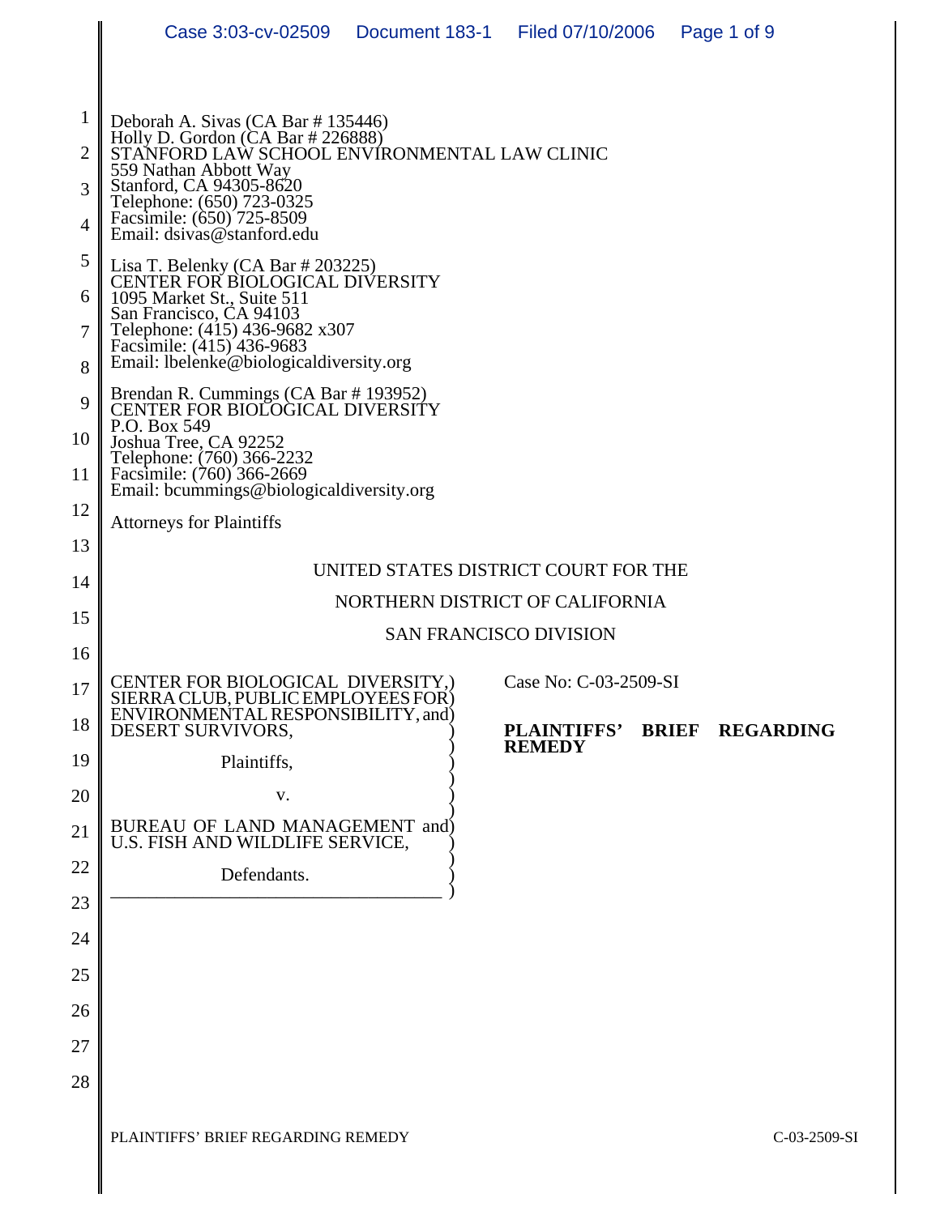Deborah A. Sivas (CA Bar # 135446)
Holly D. Gordon (CA Bar # 226888)
STANFORD LAW SCHOOL ENVIRONMENTAL LAW CLINIC
559 Nathan Abbott Way
Stanford, CA 94305-8620
Telephone: (650) 723-0325
Facsimile: (650) 725-8509
Email: dsivas@stanford.edu

Lisa T. Belenky (CA Bar # 203225)
CENTER FOR BIOLOGICAL DIVERSITY
1095 Market St., Suite 511
San Francisco, CA 94103
Telephone: (415) 436-9682 x307
Facsimile: (415) 436-9683
Email: lbelenke@biologicaldiversity.org

Brendan R. Cummings (CA Bar # 193952)
CENTER FOR BIOLOGICAL DIVERSITY
P.O. Box 549
Joshua Tree, CA 92252
Telephone: (760) 366-2232
Facsimile: (760) 366-2669
Email: bcummings@biologicaldiversity.org

Attorneys for Plaintiffs

UNITED STATES DISTRICT COURT FOR THE

NORTHERN DISTRICT OF CALIFORNIA

SAN FRANCISCO DIVISION

CENTER FOR BIOLOGICAL DIVERSITY, SIERRA CLUB, PUBLIC EMPLOYEES FOR ENVIRONMENTAL RESPONSIBILITY, and DESERT SURVIVORS,

Plaintiffs,

v.

BUREAU OF LAND MANAGEMENT and U.S. FISH AND WILDLIFE SERVICE,

Defendants.

Case No: C-03-2509-SI

**PLAINTIFFS' BRIEF REGARDING REMEDY**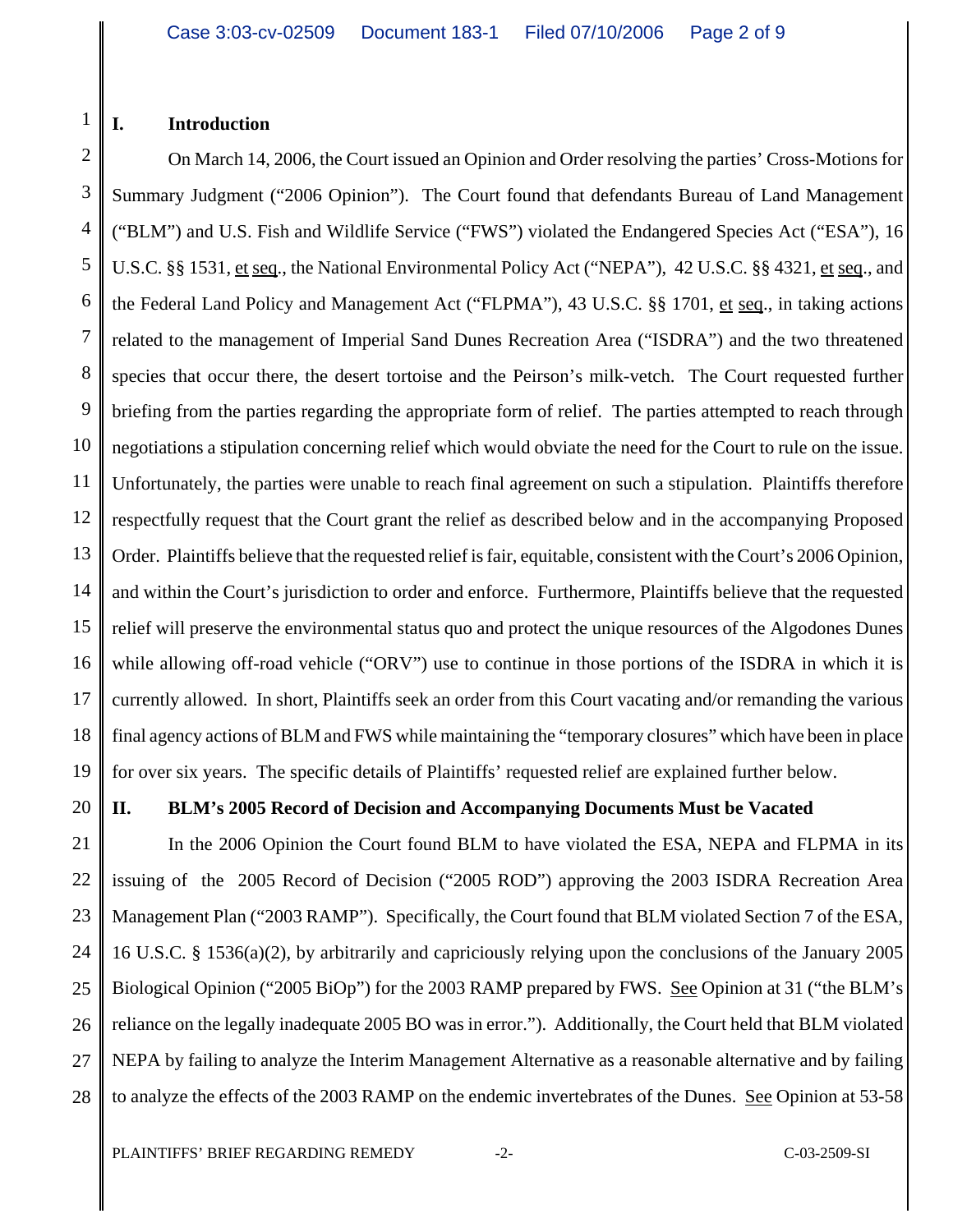## I. Introduction

On March 14, 2006, the Court issued an Opinion and Order resolving the parties' Cross-Motions for Summary Judgment ("2006 Opinion"). The Court found that defendants Bureau of Land Management ("BLM") and U.S. Fish and Wildlife Service ("FWS") violated the Endangered Species Act ("ESA"), 16 U.S.C. §§ 1531, et seq., the National Environmental Policy Act ("NEPA"), 42 U.S.C. §§ 4321, et seq., and the Federal Land Policy and Management Act ("FLPMA"), 43 U.S.C. §§ 1701, et seq., in taking actions related to the management of Imperial Sand Dunes Recreation Area ("ISDRA") and the two threatened species that occur there, the desert tortoise and the Peirson's milk-vetch. The Court requested further briefing from the parties regarding the appropriate form of relief. The parties attempted to reach through negotiations a stipulation concerning relief which would obviate the need for the Court to rule on the issue. Unfortunately, the parties were unable to reach final agreement on such a stipulation. Plaintiffs therefore respectfully request that the Court grant the relief as described below and in the accompanying Proposed Order. Plaintiffs believe that the requested relief is fair, equitable, consistent with the Court's 2006 Opinion, and within the Court's jurisdiction to order and enforce. Furthermore, Plaintiffs believe that the requested relief will preserve the environmental status quo and protect the unique resources of the Algodones Dunes while allowing off-road vehicle ("ORV") use to continue in those portions of the ISDRA in which it is currently allowed. In short, Plaintiffs seek an order from this Court vacating and/or remanding the various final agency actions of BLM and FWS while maintaining the "temporary closures" which have been in place for over six years. The specific details of Plaintiffs' requested relief are explained further below.

## II. BLM's 2005 Record of Decision and Accompanying Documents Must be Vacated

In the 2006 Opinion the Court found BLM to have violated the ESA, NEPA and FLPMA in its issuing of the 2005 Record of Decision ("2005 ROD") approving the 2003 ISDRA Recreation Area Management Plan ("2003 RAMP"). Specifically, the Court found that BLM violated Section 7 of the ESA, 16 U.S.C. § 1536(a)(2), by arbitrarily and capriciously relying upon the conclusions of the January 2005 Biological Opinion ("2005 BiOp") for the 2003 RAMP prepared by FWS. See Opinion at 31 ("the BLM's reliance on the legally inadequate 2005 BO was in error."). Additionally, the Court held that BLM violated NEPA by failing to analyze the Interim Management Alternative as a reasonable alternative and by failing to analyze the effects of the 2003 RAMP on the endemic invertebrates of the Dunes. See Opinion at 53-58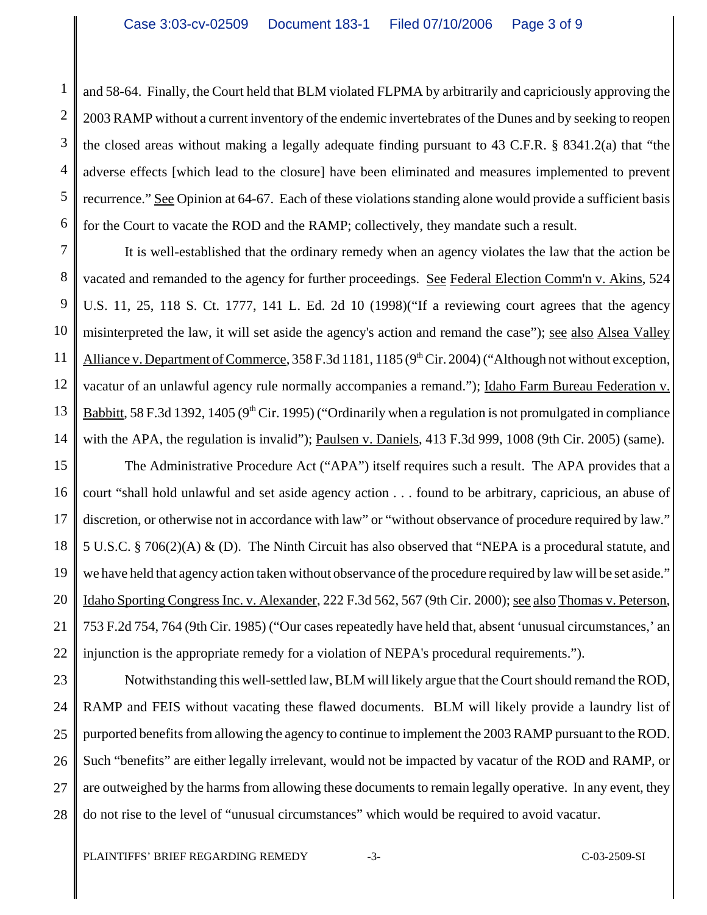and 58-64. Finally, the Court held that BLM violated FLPMA by arbitrarily and capriciously approving the 2003 RAMP without a current inventory of the endemic invertebrates of the Dunes and by seeking to reopen the closed areas without making a legally adequate finding pursuant to 43 C.F.R. § 8341.2(a) that "the adverse effects [which lead to the closure] have been eliminated and measures implemented to prevent recurrence." See Opinion at 64-67. Each of these violations standing alone would provide a sufficient basis for the Court to vacate the ROD and the RAMP; collectively, they mandate such a result.

It is well-established that the ordinary remedy when an agency violates the law that the action be vacated and remanded to the agency for further proceedings. See Federal Election Comm'n v. Akins, 524 U.S. 11, 25, 118 S. Ct. 1777, 141 L. Ed. 2d 10 (1998)("If a reviewing court agrees that the agency misinterpreted the law, it will set aside the agency's action and remand the case"); see also Alsea Valley Alliance v. Department of Commerce, 358 F.3d 1181, 1185 (9th Cir. 2004) ("Although not without exception, vacatur of an unlawful agency rule normally accompanies a remand."); Idaho Farm Bureau Federation v. Babbitt, 58 F.3d 1392, 1405 (9th Cir. 1995) ("Ordinarily when a regulation is not promulgated in compliance with the APA, the regulation is invalid"); Paulsen v. Daniels, 413 F.3d 999, 1008 (9th Cir. 2005) (same).

The Administrative Procedure Act ("APA") itself requires such a result. The APA provides that a court "shall hold unlawful and set aside agency action . . . found to be arbitrary, capricious, an abuse of discretion, or otherwise not in accordance with law" or "without observance of procedure required by law." 5 U.S.C. § 706(2)(A) & (D). The Ninth Circuit has also observed that "NEPA is a procedural statute, and we have held that agency action taken without observance of the procedure required by law will be set aside." Idaho Sporting Congress Inc. v. Alexander, 222 F.3d 562, 567 (9th Cir. 2000); see also Thomas v. Peterson, 753 F.2d 754, 764 (9th Cir. 1985) ("Our cases repeatedly have held that, absent 'unusual circumstances,' an injunction is the appropriate remedy for a violation of NEPA's procedural requirements.").

Notwithstanding this well-settled law, BLM will likely argue that the Court should remand the ROD, RAMP and FEIS without vacating these flawed documents. BLM will likely provide a laundry list of purported benefits from allowing the agency to continue to implement the 2003 RAMP pursuant to the ROD. Such "benefits" are either legally irrelevant, would not be impacted by vacatur of the ROD and RAMP, or are outweighed by the harms from allowing these documents to remain legally operative. In any event, they do not rise to the level of "unusual circumstances" which would be required to avoid vacatur.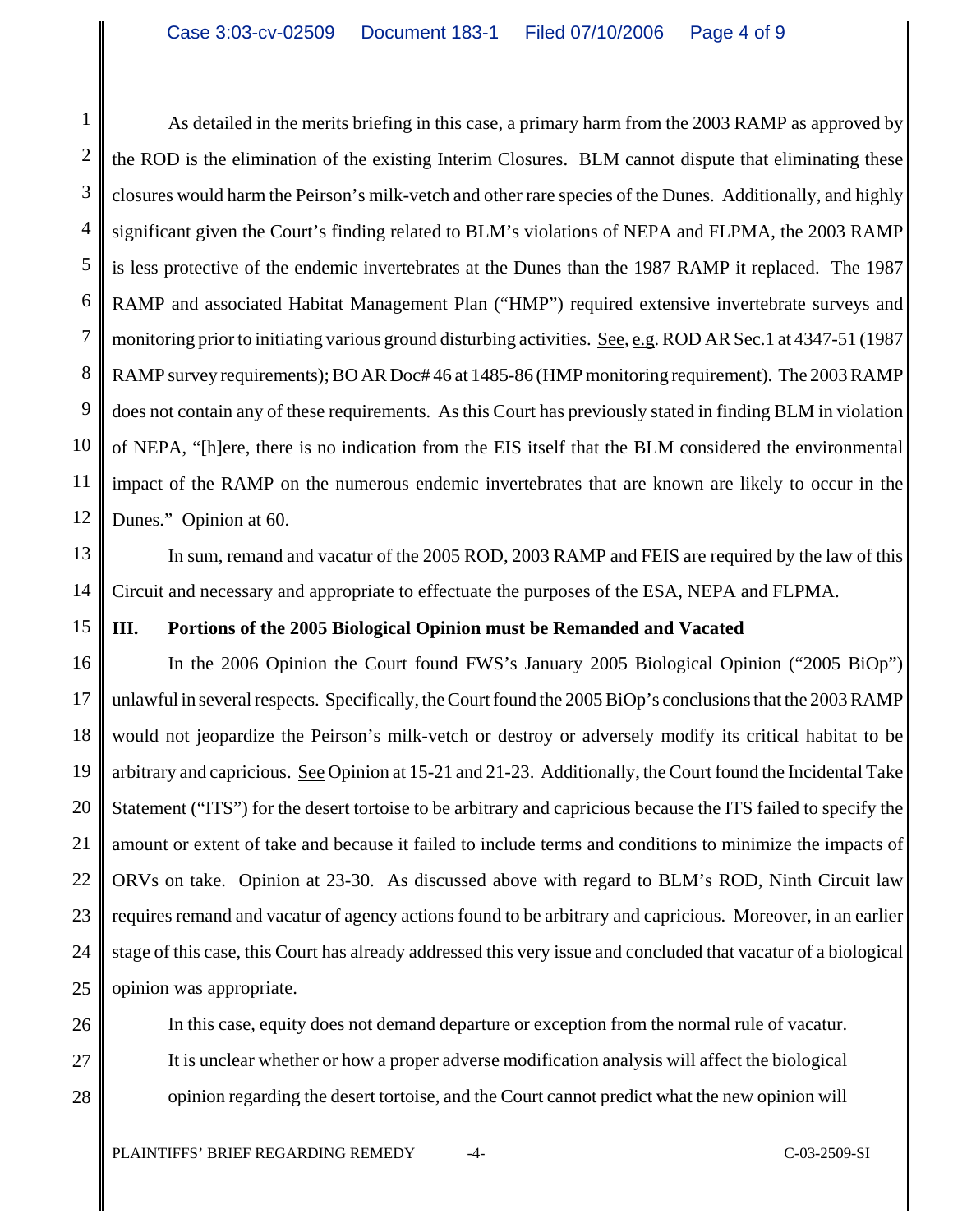As detailed in the merits briefing in this case, a primary harm from the 2003 RAMP as approved by the ROD is the elimination of the existing Interim Closures. BLM cannot dispute that eliminating these closures would harm the Peirson's milk-vetch and other rare species of the Dunes. Additionally, and highly significant given the Court's finding related to BLM's violations of NEPA and FLPMA, the 2003 RAMP is less protective of the endemic invertebrates at the Dunes than the 1987 RAMP it replaced. The 1987 RAMP and associated Habitat Management Plan ("HMP") required extensive invertebrate surveys and monitoring prior to initiating various ground disturbing activities. See, e.g. ROD AR Sec.1 at 4347-51 (1987 RAMP survey requirements); BO AR Doc# 46 at 1485-86 (HMP monitoring requirement). The 2003 RAMP does not contain any of these requirements. As this Court has previously stated in finding BLM in violation of NEPA, "[h]ere, there is no indication from the EIS itself that the BLM considered the environmental impact of the RAMP on the numerous endemic invertebrates that are known are likely to occur in the Dunes." Opinion at 60.

In sum, remand and vacatur of the 2005 ROD, 2003 RAMP and FEIS are required by the law of this Circuit and necessary and appropriate to effectuate the purposes of the ESA, NEPA and FLPMA.

### III. Portions of the 2005 Biological Opinion must be Remanded and Vacated

In the 2006 Opinion the Court found FWS's January 2005 Biological Opinion ("2005 BiOp") unlawful in several respects. Specifically, the Court found the 2005 BiOp's conclusions that the 2003 RAMP would not jeopardize the Peirson's milk-vetch or destroy or adversely modify its critical habitat to be arbitrary and capricious. See Opinion at 15-21 and 21-23. Additionally, the Court found the Incidental Take Statement ("ITS") for the desert tortoise to be arbitrary and capricious because the ITS failed to specify the amount or extent of take and because it failed to include terms and conditions to minimize the impacts of ORVs on take. Opinion at 23-30. As discussed above with regard to BLM's ROD, Ninth Circuit law requires remand and vacatur of agency actions found to be arbitrary and capricious. Moreover, in an earlier stage of this case, this Court has already addressed this very issue and concluded that vacatur of a biological opinion was appropriate.

> In this case, equity does not demand departure or exception from the normal rule of vacatur. It is unclear whether or how a proper adverse modification analysis will affect the biological opinion regarding the desert tortoise, and the Court cannot predict what the new opinion will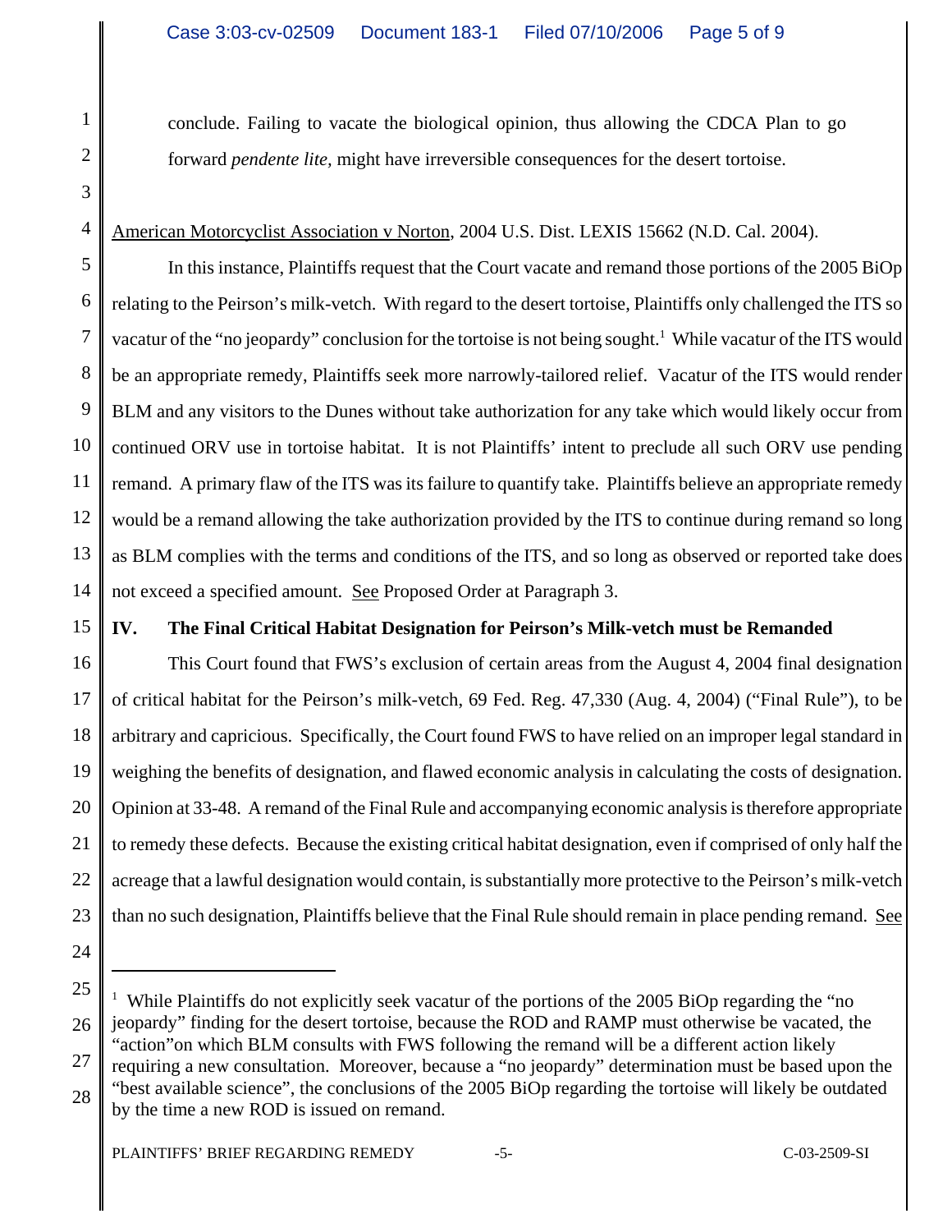conclude. Failing to vacate the biological opinion, thus allowing the CDCA Plan to go forward *pendente lite,* might have irreversible consequences for the desert tortoise.

American Motorcyclist Association v Norton, 2004 U.S. Dist. LEXIS 15662 (N.D. Cal. 2004).

In this instance, Plaintiffs request that the Court vacate and remand those portions of the 2005 BiOp relating to the Peirson's milk-vetch. With regard to the desert tortoise, Plaintiffs only challenged the ITS so vacatur of the "no jeopardy" conclusion for the tortoise is not being sought.[1] While vacatur of the ITS would be an appropriate remedy, Plaintiffs seek more narrowly-tailored relief. Vacatur of the ITS would render BLM and any visitors to the Dunes without take authorization for any take which would likely occur from continued ORV use in tortoise habitat. It is not Plaintiffs' intent to preclude all such ORV use pending remand. A primary flaw of the ITS was its failure to quantify take. Plaintiffs believe an appropriate remedy would be a remand allowing the take authorization provided by the ITS to continue during remand so long as BLM complies with the terms and conditions of the ITS, and so long as observed or reported take does not exceed a specified amount. See Proposed Order at Paragraph 3.

## IV. The Final Critical Habitat Designation for Peirson's Milk-vetch must be Remanded

This Court found that FWS's exclusion of certain areas from the August 4, 2004 final designation of critical habitat for the Peirson's milk-vetch, 69 Fed. Reg. 47,330 (Aug. 4, 2004) ("Final Rule"), to be arbitrary and capricious. Specifically, the Court found FWS to have relied on an improper legal standard in weighing the benefits of designation, and flawed economic analysis in calculating the costs of designation. Opinion at 33-48. A remand of the Final Rule and accompanying economic analysis is therefore appropriate to remedy these defects. Because the existing critical habitat designation, even if comprised of only half the acreage that a lawful designation would contain, is substantially more protective to the Peirson's milk-vetch than no such designation, Plaintiffs believe that the Final Rule should remain in place pending remand. See

---

[1] While Plaintiffs do not explicitly seek vacatur of the portions of the 2005 BiOp regarding the "no jeopardy" finding for the desert tortoise, because the ROD and RAMP must otherwise be vacated, the "action"on which BLM consults with FWS following the remand will be a different action likely requiring a new consultation. Moreover, because a "no jeopardy" determination must be based upon the "best available science", the conclusions of the 2005 BiOp regarding the tortoise will likely be outdated by the time a new ROD is issued on remand.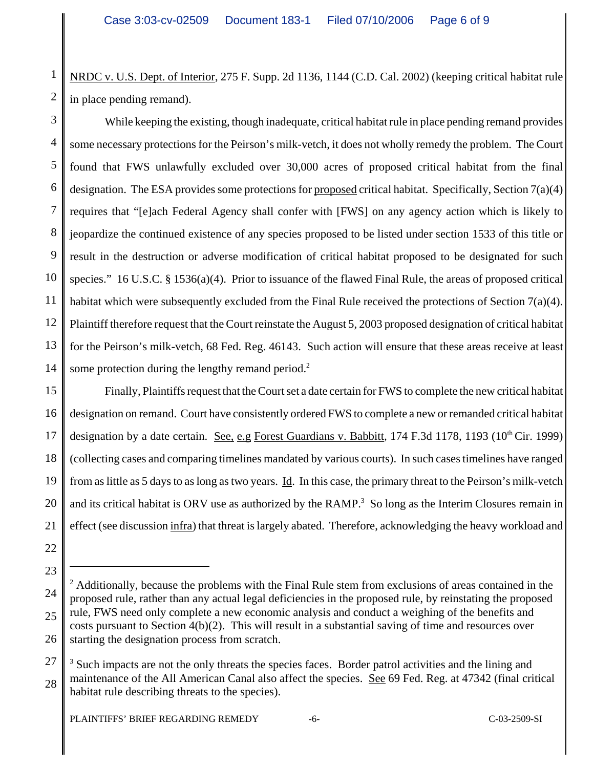NRDC v. U.S. Dept. of Interior, 275 F. Supp. 2d 1136, 1144 (C.D. Cal. 2002) (keeping critical habitat rule in place pending remand).

While keeping the existing, though inadequate, critical habitat rule in place pending remand provides some necessary protections for the Peirson's milk-vetch, it does not wholly remedy the problem. The Court found that FWS unlawfully excluded over 30,000 acres of proposed critical habitat from the final designation. The ESA provides some protections for proposed critical habitat. Specifically, Section 7(a)(4) requires that "[e]ach Federal Agency shall confer with [FWS] on any agency action which is likely to jeopardize the continued existence of any species proposed to be listed under section 1533 of this title or result in the destruction or adverse modification of critical habitat proposed to be designated for such species." 16 U.S.C. § 1536(a)(4). Prior to issuance of the flawed Final Rule, the areas of proposed critical habitat which were subsequently excluded from the Final Rule received the protections of Section 7(a)(4). Plaintiff therefore request that the Court reinstate the August 5, 2003 proposed designation of critical habitat for the Peirson's milk-vetch, 68 Fed. Reg. 46143. Such action will ensure that these areas receive at least some protection during the lengthy remand period.[2]

Finally, Plaintiffs request that the Court set a date certain for FWS to complete the new critical habitat designation on remand. Court have consistently ordered FWS to complete a new or remanded critical habitat designation by a date certain. See, e.g Forest Guardians v. Babbitt, 174 F.3d 1178, 1193 (10th Cir. 1999) (collecting cases and comparing timelines mandated by various courts). In such cases timelines have ranged from as little as 5 days to as long as two years. Id. In this case, the primary threat to the Peirson's milk-vetch and its critical habitat is ORV use as authorized by the RAMP.[3] So long as the Interim Closures remain in effect (see discussion infra) that threat is largely abated. Therefore, acknowledging the heavy workload and

---

[2] Additionally, because the problems with the Final Rule stem from exclusions of areas contained in the proposed rule, rather than any actual legal deficiencies in the proposed rule, by reinstating the proposed rule, FWS need only complete a new economic analysis and conduct a weighing of the benefits and costs pursuant to Section 4(b)(2). This will result in a substantial saving of time and resources over starting the designation process from scratch.

[3] Such impacts are not the only threats the species faces. Border patrol activities and the lining and maintenance of the All American Canal also affect the species. See 69 Fed. Reg. at 47342 (final critical habitat rule describing threats to the species).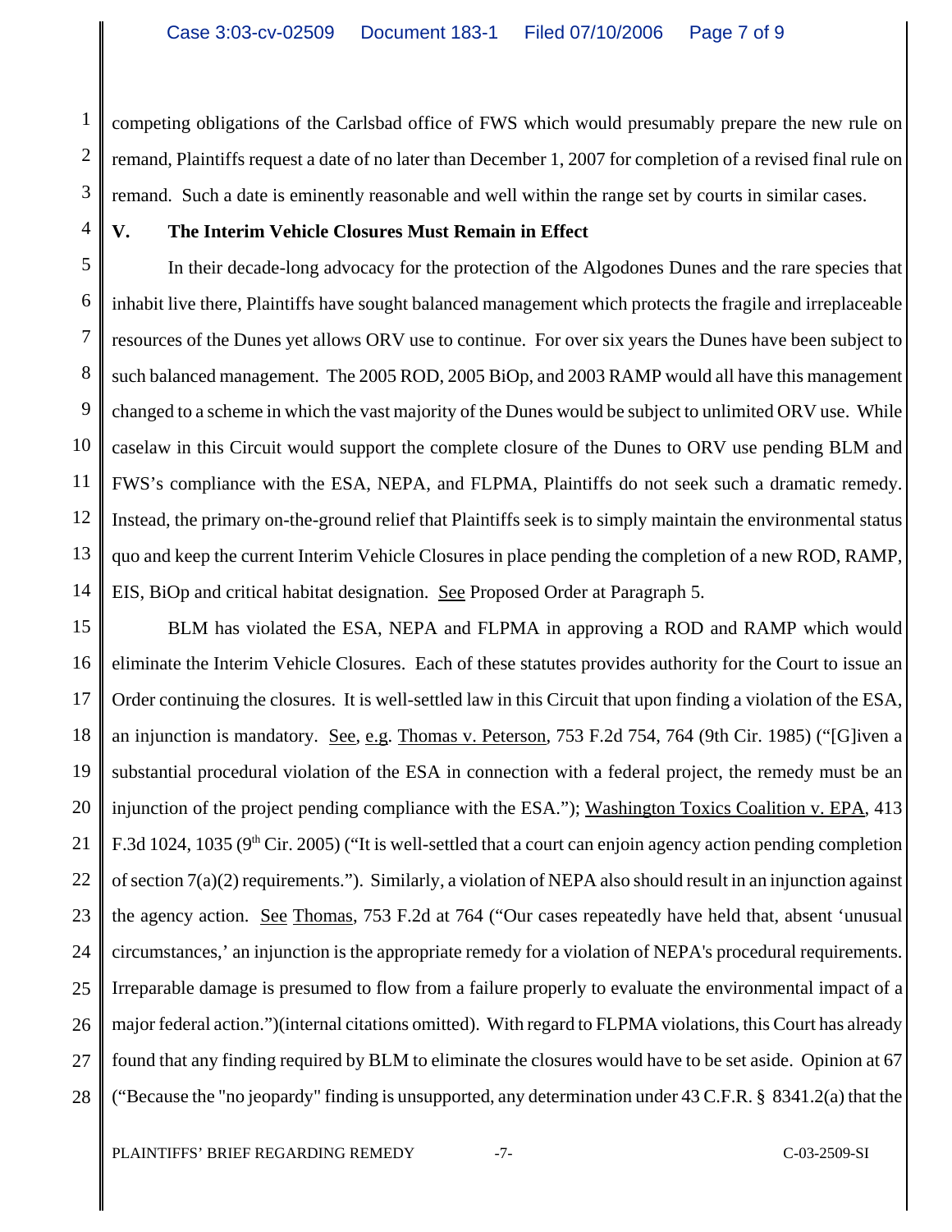competing obligations of the Carlsbad office of FWS which would presumably prepare the new rule on remand, Plaintiffs request a date of no later than December 1, 2007 for completion of a revised final rule on remand. Such a date is eminently reasonable and well within the range set by courts in similar cases.

## V. The Interim Vehicle Closures Must Remain in Effect

In their decade-long advocacy for the protection of the Algodones Dunes and the rare species that inhabit live there, Plaintiffs have sought balanced management which protects the fragile and irreplaceable resources of the Dunes yet allows ORV use to continue. For over six years the Dunes have been subject to such balanced management. The 2005 ROD, 2005 BiOp, and 2003 RAMP would all have this management changed to a scheme in which the vast majority of the Dunes would be subject to unlimited ORV use. While caselaw in this Circuit would support the complete closure of the Dunes to ORV use pending BLM and FWS's compliance with the ESA, NEPA, and FLPMA, Plaintiffs do not seek such a dramatic remedy. Instead, the primary on-the-ground relief that Plaintiffs seek is to simply maintain the environmental status quo and keep the current Interim Vehicle Closures in place pending the completion of a new ROD, RAMP, EIS, BiOp and critical habitat designation. See Proposed Order at Paragraph 5.

BLM has violated the ESA, NEPA and FLPMA in approving a ROD and RAMP which would eliminate the Interim Vehicle Closures. Each of these statutes provides authority for the Court to issue an Order continuing the closures. It is well-settled law in this Circuit that upon finding a violation of the ESA, an injunction is mandatory. See, e.g. Thomas v. Peterson, 753 F.2d 754, 764 (9th Cir. 1985) ("[G]iven a substantial procedural violation of the ESA in connection with a federal project, the remedy must be an injunction of the project pending compliance with the ESA."); Washington Toxics Coalition v. EPA, 413 F.3d 1024, 1035 (9th Cir. 2005) ("It is well-settled that a court can enjoin agency action pending completion of section 7(a)(2) requirements."). Similarly, a violation of NEPA also should result in an injunction against the agency action. See Thomas, 753 F.2d at 764 ("Our cases repeatedly have held that, absent 'unusual circumstances,' an injunction is the appropriate remedy for a violation of NEPA's procedural requirements. Irreparable damage is presumed to flow from a failure properly to evaluate the environmental impact of a major federal action.")(internal citations omitted). With regard to FLPMA violations, this Court has already found that any finding required by BLM to eliminate the closures would have to be set aside. Opinion at 67 ("Because the "no jeopardy" finding is unsupported, any determination under 43 C.F.R. § 8341.2(a) that the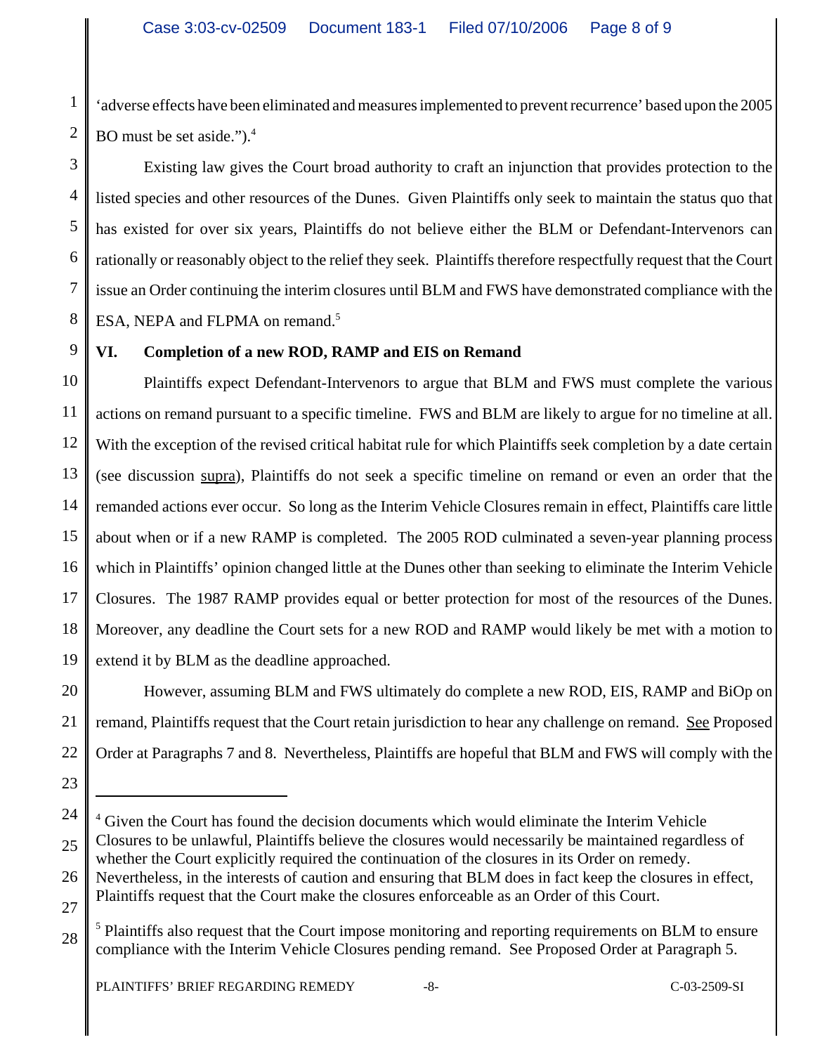'adverse effects have been eliminated and measures implemented to prevent recurrence' based upon the 2005 BO must be set aside.").[4]

Existing law gives the Court broad authority to craft an injunction that provides protection to the listed species and other resources of the Dunes. Given Plaintiffs only seek to maintain the status quo that has existed for over six years, Plaintiffs do not believe either the BLM or Defendant-Intervenors can rationally or reasonably object to the relief they seek. Plaintiffs therefore respectfully request that the Court issue an Order continuing the interim closures until BLM and FWS have demonstrated compliance with the ESA, NEPA and FLPMA on remand.[5]

## VI. Completion of a new ROD, RAMP and EIS on Remand

Plaintiffs expect Defendant-Intervenors to argue that BLM and FWS must complete the various actions on remand pursuant to a specific timeline. FWS and BLM are likely to argue for no timeline at all. With the exception of the revised critical habitat rule for which Plaintiffs seek completion by a date certain (see discussion supra), Plaintiffs do not seek a specific timeline on remand or even an order that the remanded actions ever occur. So long as the Interim Vehicle Closures remain in effect, Plaintiffs care little about when or if a new RAMP is completed. The 2005 ROD culminated a seven-year planning process which in Plaintiffs' opinion changed little at the Dunes other than seeking to eliminate the Interim Vehicle Closures. The 1987 RAMP provides equal or better protection for most of the resources of the Dunes. Moreover, any deadline the Court sets for a new ROD and RAMP would likely be met with a motion to extend it by BLM as the deadline approached.

However, assuming BLM and FWS ultimately do complete a new ROD, EIS, RAMP and BiOp on remand, Plaintiffs request that the Court retain jurisdiction to hear any challenge on remand. See Proposed Order at Paragraphs 7 and 8. Nevertheless, Plaintiffs are hopeful that BLM and FWS will comply with the

---

[4] Given the Court has found the decision documents which would eliminate the Interim Vehicle Closures to be unlawful, Plaintiffs believe the closures would necessarily be maintained regardless of whether the Court explicitly required the continuation of the closures in its Order on remedy. Nevertheless, in the interests of caution and ensuring that BLM does in fact keep the closures in effect, Plaintiffs request that the Court make the closures enforceable as an Order of this Court.

[5] Plaintiffs also request that the Court impose monitoring and reporting requirements on BLM to ensure compliance with the Interim Vehicle Closures pending remand. See Proposed Order at Paragraph 5.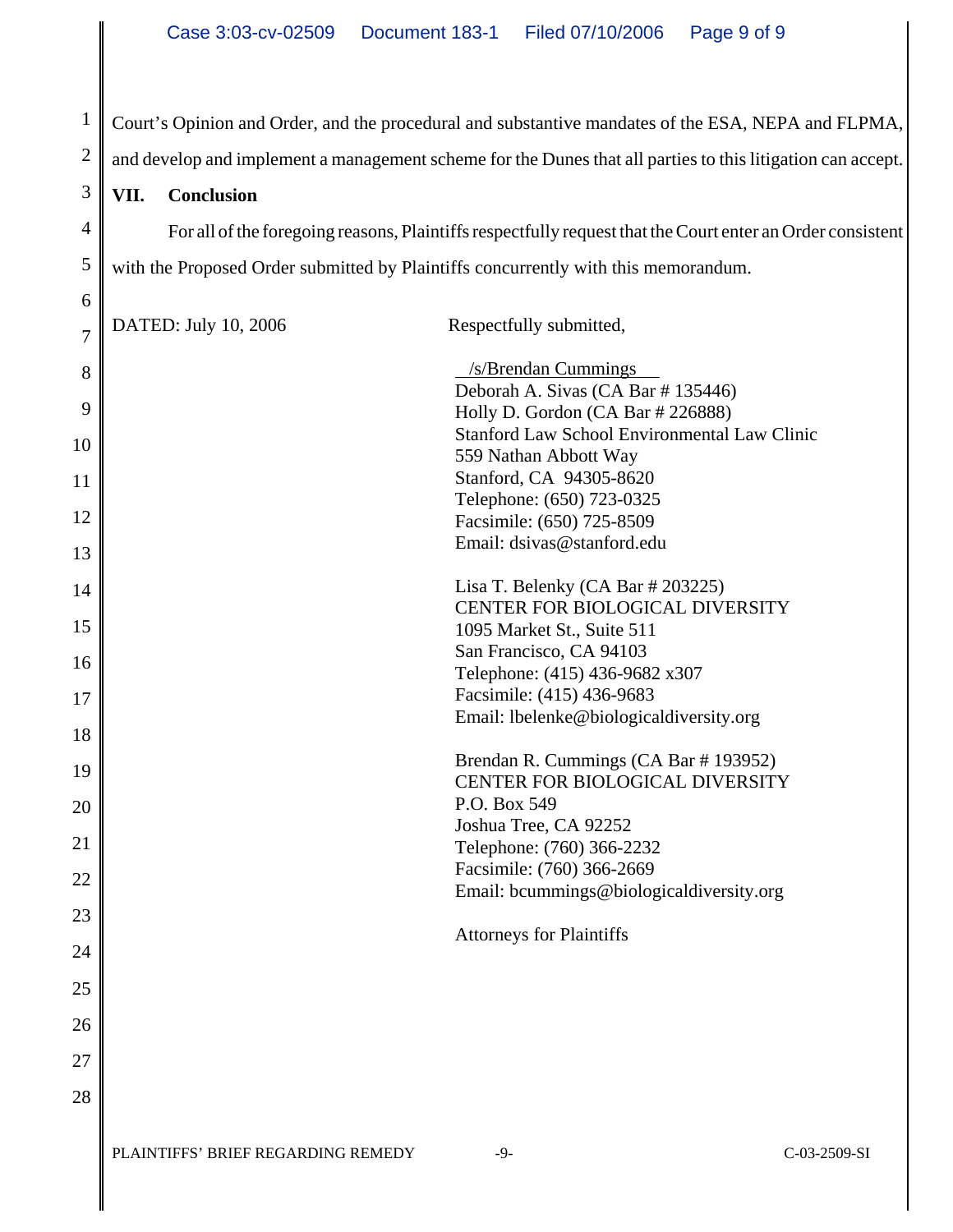Court's Opinion and Order, and the procedural and substantive mandates of the ESA, NEPA and FLPMA, and develop and implement a management scheme for the Dunes that all parties to this litigation can accept.

## VII. Conclusion

For all of the foregoing reasons, Plaintiffs respectfully request that the Court enter an Order consistent with the Proposed Order submitted by Plaintiffs concurrently with this memorandum.

DATED: July 10, 2006

Respectfully submitted,

/s/Brendan Cummings

Deborah A. Sivas (CA Bar # 135446)
Holly D. Gordon (CA Bar # 226888)
Stanford Law School Environmental Law Clinic
559 Nathan Abbott Way
Stanford, CA 94305-8620
Telephone: (650) 723-0325
Facsimile: (650) 725-8509
Email: dsivas@stanford.edu

Lisa T. Belenky (CA Bar # 203225)
CENTER FOR BIOLOGICAL DIVERSITY
1095 Market St., Suite 511
San Francisco, CA 94103
Telephone: (415) 436-9682 x307
Facsimile: (415) 436-9683
Email: lbelenke@biologicaldiversity.org

Brendan R. Cummings (CA Bar # 193952)
CENTER FOR BIOLOGICAL DIVERSITY
P.O. Box 549
Joshua Tree, CA 92252
Telephone: (760) 366-2232
Facsimile: (760) 366-2669
Email: bcummings@biologicaldiversity.org

Attorneys for Plaintiffs